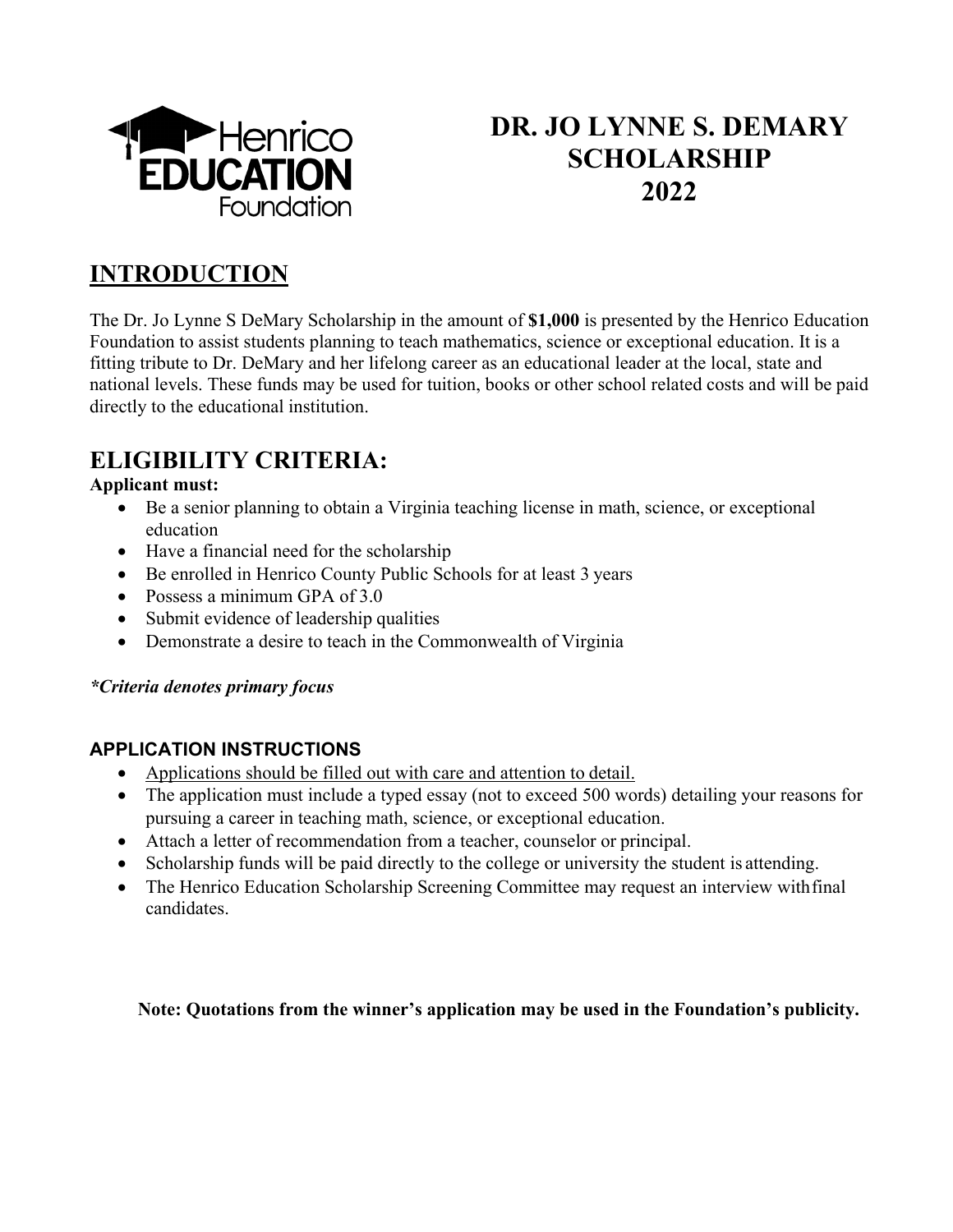# DR. JO LYNNE S. DEMARY SCHOLARSHIP 2022

## INTRODUCTION

The Dr. Jo Lynne S DeMary Scholarship in the amount of **$1,000** is presented by the Henrico Education Foundation to assist students planning to teach mathematics, science or exceptional education. It is a fitting tribute to Dr. DeMary and her lifelong career as an educational leader at the local, state and national levels. These funds may be used for tuition, books or other school related costs and will be paid directly to the educational institution.

## ELIGIBILITY CRITERIA:

**Applicant must:**

- Be a senior planning to obtain a Virginia teaching license in math, science, or exceptional education
- Have a financial need for the scholarship
- Be enrolled in Henrico County Public Schools for at least 3 years
- Possess a minimum GPA of 3.0
- Submit evidence of leadership qualities
- Demonstrate a desire to teach in the Commonwealth of Virginia

***Criteria denotes primary focus***

### APPLICATION INSTRUCTIONS

- <u>Applications should be filled out with care and attention to detail.</u>
- The application must include a typed essay (not to exceed 500 words) detailing your reasons for pursuing a career in teaching math, science, or exceptional education.
- Attach a letter of recommendation from a teacher, counselor or principal.
- Scholarship funds will be paid directly to the college or university the student is attending.
- The Henrico Education Scholarship Screening Committee may request an interview with final candidates.

**Note: Quotations from the winner's application may be used in the Foundation's publicity.**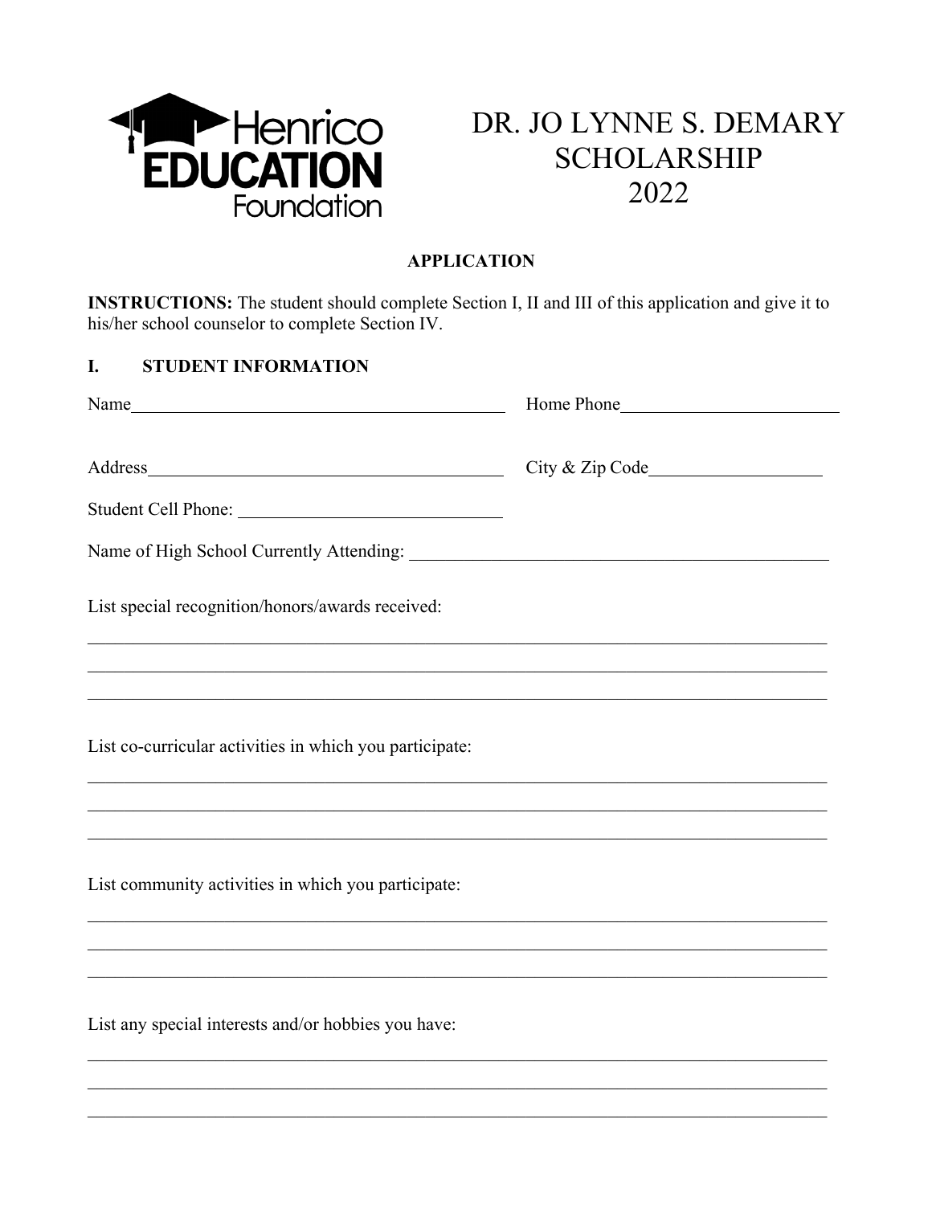Henrico EDUCATION Foundation

# DR. JO LYNNE S. DEMARY SCHOLARSHIP 2022

## APPLICATION

**INSTRUCTIONS:** The student should complete Section I, II and III of this application and give it to his/her school counselor to complete Section IV.

### I. STUDENT INFORMATION

Name\_\_\_\_\_\_\_\_\_\_\_\_\_\_\_\_\_\_\_\_\_\_\_\_\_\_\_\_\_\_\_\_\_\_\_\_\_\_\_\_ Home Phone\_\_\_\_\_\_\_\_\_\_\_\_\_\_\_\_\_\_\_\_\_\_\_\_

Address\_\_\_\_\_\_\_\_\_\_\_\_\_\_\_\_\_\_\_\_\_\_\_\_\_\_\_\_\_\_\_\_\_\_\_\_\_\_ City & Zip Code\_\_\_\_\_\_\_\_\_\_\_\_\_\_\_\_\_\_\_\_

Student Cell Phone: \_\_\_\_\_\_\_\_\_\_\_\_\_\_\_\_\_\_\_\_\_\_\_\_\_\_\_\_\_\_

Name of High School Currently Attending: \_\_\_\_\_\_\_\_\_\_\_\_\_\_\_\_\_\_\_\_\_\_\_\_\_\_\_\_\_\_\_\_\_\_\_\_\_\_\_\_\_\_\_\_\_\_

List special recognition/honors/awards received:

\_\_\_\_\_\_\_\_\_\_\_\_\_\_\_\_\_\_\_\_\_\_\_\_\_\_\_\_\_\_\_\_\_\_\_\_\_\_\_\_\_\_\_\_\_\_\_\_\_\_\_\_\_\_\_\_\_\_\_\_\_\_\_\_\_\_\_\_\_\_\_\_\_\_\_\_\_\_\_\_\_\_

\_\_\_\_\_\_\_\_\_\_\_\_\_\_\_\_\_\_\_\_\_\_\_\_\_\_\_\_\_\_\_\_\_\_\_\_\_\_\_\_\_\_\_\_\_\_\_\_\_\_\_\_\_\_\_\_\_\_\_\_\_\_\_\_\_\_\_\_\_\_\_\_\_\_\_\_\_\_\_\_\_\_

\_\_\_\_\_\_\_\_\_\_\_\_\_\_\_\_\_\_\_\_\_\_\_\_\_\_\_\_\_\_\_\_\_\_\_\_\_\_\_\_\_\_\_\_\_\_\_\_\_\_\_\_\_\_\_\_\_\_\_\_\_\_\_\_\_\_\_\_\_\_\_\_\_\_\_\_\_\_\_\_\_\_

List co-curricular activities in which you participate:

\_\_\_\_\_\_\_\_\_\_\_\_\_\_\_\_\_\_\_\_\_\_\_\_\_\_\_\_\_\_\_\_\_\_\_\_\_\_\_\_\_\_\_\_\_\_\_\_\_\_\_\_\_\_\_\_\_\_\_\_\_\_\_\_\_\_\_\_\_\_\_\_\_\_\_\_\_\_\_\_\_\_

\_\_\_\_\_\_\_\_\_\_\_\_\_\_\_\_\_\_\_\_\_\_\_\_\_\_\_\_\_\_\_\_\_\_\_\_\_\_\_\_\_\_\_\_\_\_\_\_\_\_\_\_\_\_\_\_\_\_\_\_\_\_\_\_\_\_\_\_\_\_\_\_\_\_\_\_\_\_\_\_\_\_

\_\_\_\_\_\_\_\_\_\_\_\_\_\_\_\_\_\_\_\_\_\_\_\_\_\_\_\_\_\_\_\_\_\_\_\_\_\_\_\_\_\_\_\_\_\_\_\_\_\_\_\_\_\_\_\_\_\_\_\_\_\_\_\_\_\_\_\_\_\_\_\_\_\_\_\_\_\_\_\_\_\_

List community activities in which you participate:

\_\_\_\_\_\_\_\_\_\_\_\_\_\_\_\_\_\_\_\_\_\_\_\_\_\_\_\_\_\_\_\_\_\_\_\_\_\_\_\_\_\_\_\_\_\_\_\_\_\_\_\_\_\_\_\_\_\_\_\_\_\_\_\_\_\_\_\_\_\_\_\_\_\_\_\_\_\_\_\_\_\_

\_\_\_\_\_\_\_\_\_\_\_\_\_\_\_\_\_\_\_\_\_\_\_\_\_\_\_\_\_\_\_\_\_\_\_\_\_\_\_\_\_\_\_\_\_\_\_\_\_\_\_\_\_\_\_\_\_\_\_\_\_\_\_\_\_\_\_\_\_\_\_\_\_\_\_\_\_\_\_\_\_\_

\_\_\_\_\_\_\_\_\_\_\_\_\_\_\_\_\_\_\_\_\_\_\_\_\_\_\_\_\_\_\_\_\_\_\_\_\_\_\_\_\_\_\_\_\_\_\_\_\_\_\_\_\_\_\_\_\_\_\_\_\_\_\_\_\_\_\_\_\_\_\_\_\_\_\_\_\_\_\_\_\_\_

List any special interests and/or hobbies you have:

\_\_\_\_\_\_\_\_\_\_\_\_\_\_\_\_\_\_\_\_\_\_\_\_\_\_\_\_\_\_\_\_\_\_\_\_\_\_\_\_\_\_\_\_\_\_\_\_\_\_\_\_\_\_\_\_\_\_\_\_\_\_\_\_\_\_\_\_\_\_\_\_\_\_\_\_\_\_\_\_\_\_

\_\_\_\_\_\_\_\_\_\_\_\_\_\_\_\_\_\_\_\_\_\_\_\_\_\_\_\_\_\_\_\_\_\_\_\_\_\_\_\_\_\_\_\_\_\_\_\_\_\_\_\_\_\_\_\_\_\_\_\_\_\_\_\_\_\_\_\_\_\_\_\_\_\_\_\_\_\_\_\_\_\_

\_\_\_\_\_\_\_\_\_\_\_\_\_\_\_\_\_\_\_\_\_\_\_\_\_\_\_\_\_\_\_\_\_\_\_\_\_\_\_\_\_\_\_\_\_\_\_\_\_\_\_\_\_\_\_\_\_\_\_\_\_\_\_\_\_\_\_\_\_\_\_\_\_\_\_\_\_\_\_\_\_\_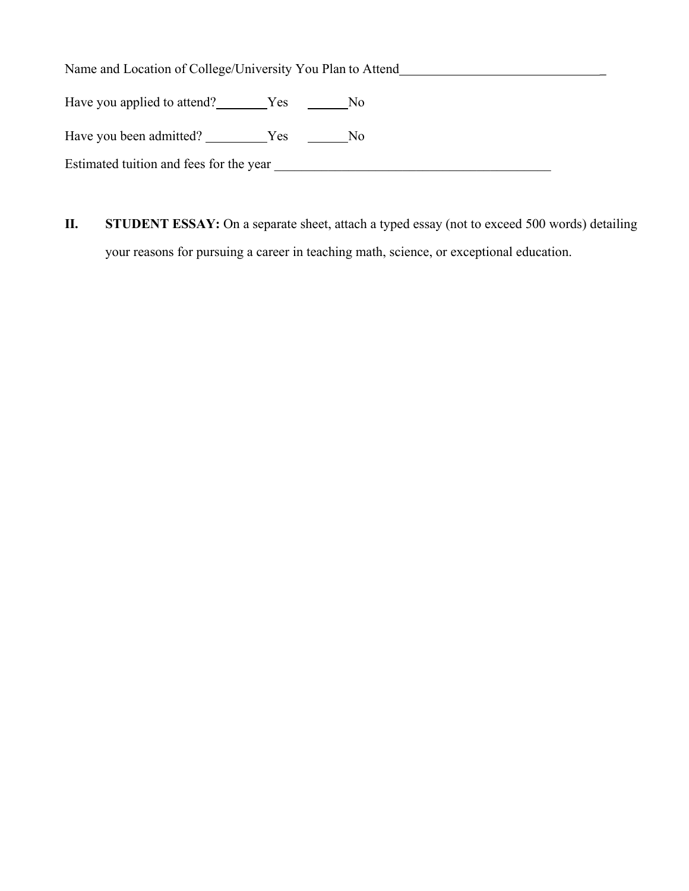Name and Location of College/University You Plan to Attend________________________________

Have you applied to attend?________Yes ______No

Have you been admitted? _________Yes ______No

Estimated tuition and fees for the year __________________________________________

**II.** **STUDENT ESSAY:** On a separate sheet, attach a typed essay (not to exceed 500 words) detailing your reasons for pursuing a career in teaching math, science, or exceptional education.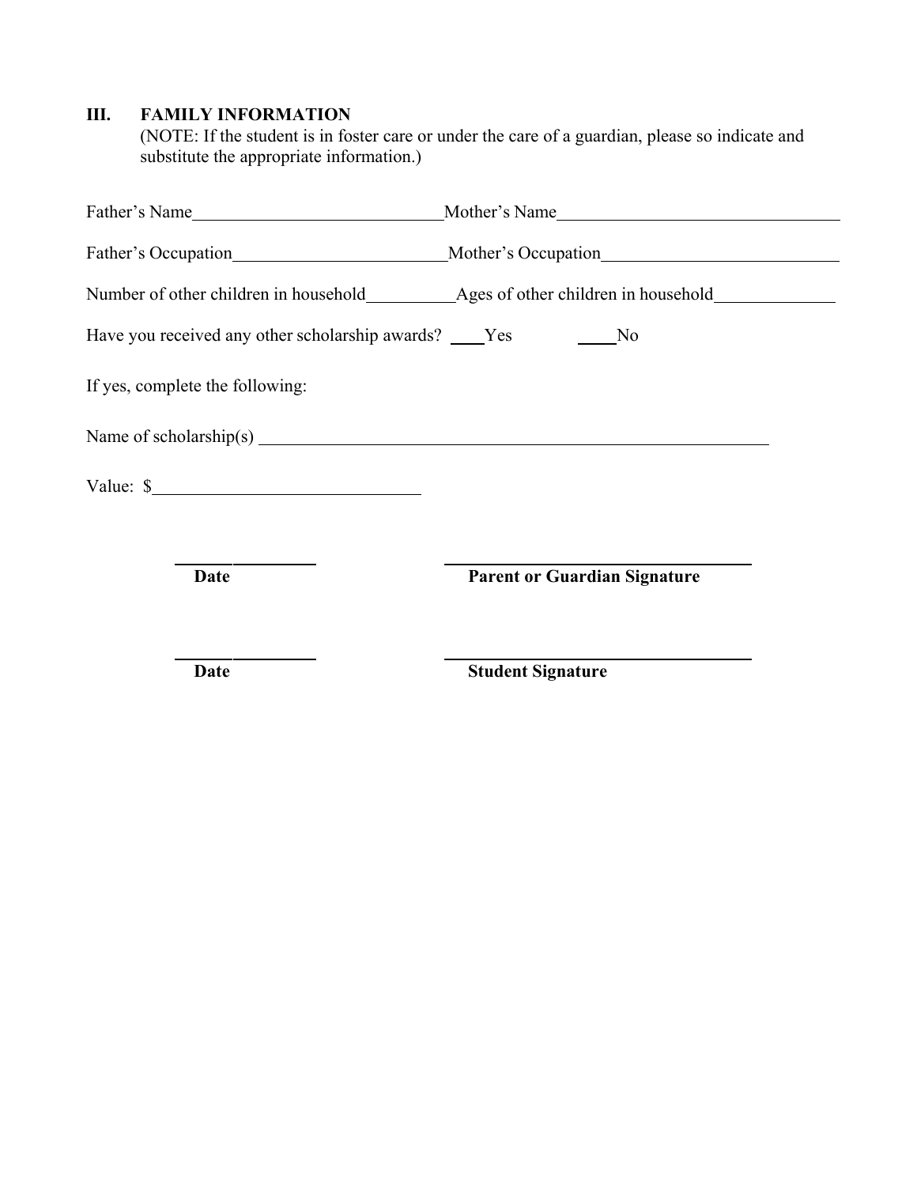## III. FAMILY INFORMATION

(NOTE: If the student is in foster care or under the care of a guardian, please so indicate and substitute the appropriate information.)

Father's Name\_\_\_\_\_\_\_\_\_\_\_\_\_\_\_\_\_\_\_\_\_\_\_\_\_\_\_\_ Mother's Name\_\_\_\_\_\_\_\_\_\_\_\_\_\_\_\_\_\_\_\_\_\_\_\_\_\_\_\_\_\_\_\_

Father's Occupation\_\_\_\_\_\_\_\_\_\_\_\_\_\_\_\_\_\_\_\_\_\_\_\_ Mother's Occupation\_\_\_\_\_\_\_\_\_\_\_\_\_\_\_\_\_\_\_\_\_\_\_\_\_\_\_

Number of other children in household\_\_\_\_\_\_\_\_\_\_ Ages of other children in household\_\_\_\_\_\_\_\_\_\_\_\_\_

Have you received any other scholarship awards? \_\_\_\_Yes \_\_\_\_No

If yes, complete the following:

Name of scholarship(s) \_\_\_\_\_\_\_\_\_\_\_\_\_\_\_\_\_\_\_\_\_\_\_\_\_\_\_\_\_\_\_\_\_\_\_\_\_\_\_\_\_\_\_\_\_\_\_\_\_\_\_\_\_\_\_\_\_\_

Value: $\_\_\_\_\_\_\_\_\_\_\_\_\_\_\_\_\_\_\_\_\_\_\_\_\_\_\_\_\_\_

\_\_\_\_\_\_\_\_\_\_\_\_\_\_\_\_ \_\_\_\_\_\_\_\_\_\_\_\_\_\_\_\_\_\_\_\_\_\_\_\_\_\_\_\_\_\_\_\_\_\_\_\_
**Date** **Parent or Guardian Signature**

\_\_\_\_\_\_\_\_\_\_\_\_\_\_\_\_ \_\_\_\_\_\_\_\_\_\_\_\_\_\_\_\_\_\_\_\_\_\_\_\_\_\_\_\_\_\_\_\_\_\_\_\_
**Date** **Student Signature**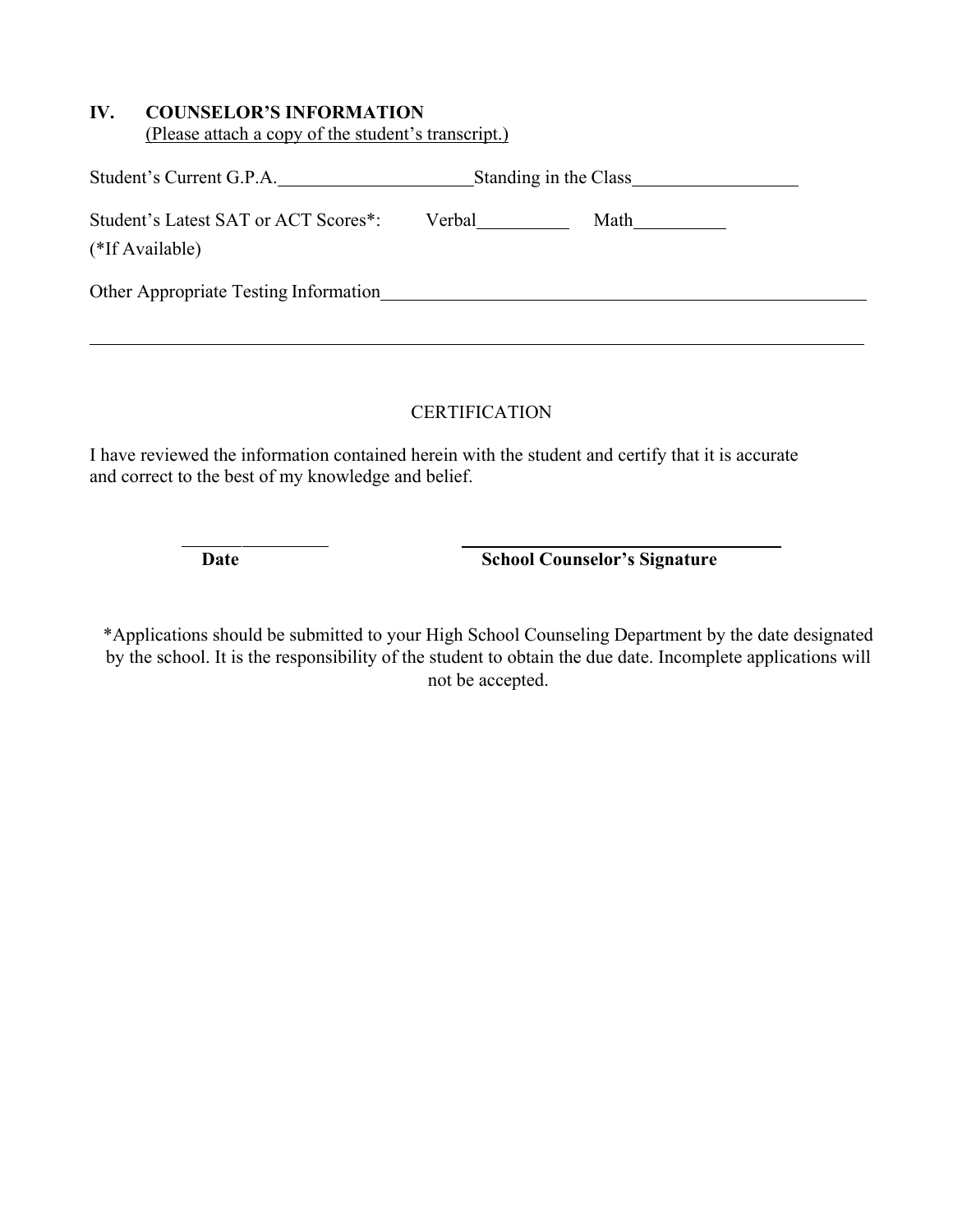## IV. COUNSELOR'S INFORMATION

(Please attach a copy of the student's transcript.)

Student's Current G.P.A.______________________Standing in the Class__________________

Student's Latest SAT or ACT Scores*: Verbal__________ Math__________
(*If Available)

Other Appropriate Testing Information______________________________________________________

_____________________________________________________________________________________

CERTIFICATION

I have reviewed the information contained herein with the student and certify that it is accurate and correct to the best of my knowledge and belief.

_________________ **Date**

___________________________________ **School Counselor's Signature**

*Applications should be submitted to your High School Counseling Department by the date designated by the school. It is the responsibility of the student to obtain the due date. Incomplete applications will not be accepted.